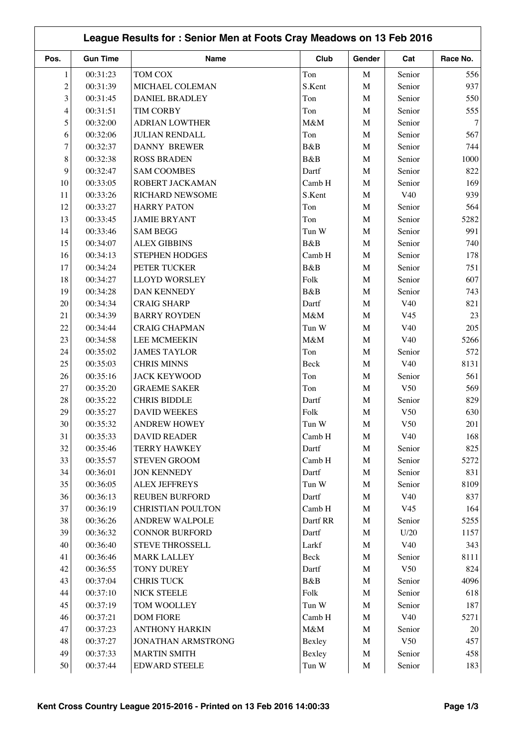# League Results for : Senior Men at Foots Cray Meadows on 13 Feb 2016

| Pos. | Gun Time | Name | Club | Gender | Cat | Race No. |
|---|---|---|---|---|---|---|
| 1 | 00:31:23 | TOM COX | Ton | M | Senior | 556 |
| 2 | 00:31:39 | MICHAEL COLEMAN | S.Kent | M | Senior | 937 |
| 3 | 00:31:45 | DANIEL BRADLEY | Ton | M | Senior | 550 |
| 4 | 00:31:51 | TIM CORBY | Ton | M | Senior | 555 |
| 5 | 00:32:00 | ADRIAN LOWTHER | M&M | M | Senior | 7 |
| 6 | 00:32:06 | JULIAN RENDALL | Ton | M | Senior | 567 |
| 7 | 00:32:37 | DANNY BREWER | B&B | M | Senior | 744 |
| 8 | 00:32:38 | ROSS BRADEN | B&B | M | Senior | 1000 |
| 9 | 00:32:47 | SAM COOMBES | Dartf | M | Senior | 822 |
| 10 | 00:33:05 | ROBERT JACKAMAN | Camb H | M | Senior | 169 |
| 11 | 00:33:26 | RICHARD NEWSOME | S.Kent | M | V40 | 939 |
| 12 | 00:33:27 | HARRY PATON | Ton | M | Senior | 564 |
| 13 | 00:33:45 | JAMIE BRYANT | Ton | M | Senior | 5282 |
| 14 | 00:33:46 | SAM BEGG | Tun W | M | Senior | 991 |
| 15 | 00:34:07 | ALEX GIBBINS | B&B | M | Senior | 740 |
| 16 | 00:34:13 | STEPHEN HODGES | Camb H | M | Senior | 178 |
| 17 | 00:34:24 | PETER TUCKER | B&B | M | Senior | 751 |
| 18 | 00:34:27 | LLOYD WORSLEY | Folk | M | Senior | 607 |
| 19 | 00:34:28 | DAN KENNEDY | B&B | M | Senior | 743 |
| 20 | 00:34:34 | CRAIG SHARP | Dartf | M | V40 | 821 |
| 21 | 00:34:39 | BARRY ROYDEN | M&M | M | V45 | 23 |
| 22 | 00:34:44 | CRAIG CHAPMAN | Tun W | M | V40 | 205 |
| 23 | 00:34:58 | LEE MCMEEKIN | M&M | M | V40 | 5266 |
| 24 | 00:35:02 | JAMES TAYLOR | Ton | M | Senior | 572 |
| 25 | 00:35:03 | CHRIS MINNS | Beck | M | V40 | 8131 |
| 26 | 00:35:16 | JACK KEYWOOD | Ton | M | Senior | 561 |
| 27 | 00:35:20 | GRAEME SAKER | Ton | M | V50 | 569 |
| 28 | 00:35:22 | CHRIS BIDDLE | Dartf | M | Senior | 829 |
| 29 | 00:35:27 | DAVID WEEKES | Folk | M | V50 | 630 |
| 30 | 00:35:32 | ANDREW HOWEY | Tun W | M | V50 | 201 |
| 31 | 00:35:33 | DAVID READER | Camb H | M | V40 | 168 |
| 32 | 00:35:46 | TERRY HAWKEY | Dartf | M | Senior | 825 |
| 33 | 00:35:57 | STEVEN GROOM | Camb H | M | Senior | 5272 |
| 34 | 00:36:01 | JON KENNEDY | Dartf | M | Senior | 831 |
| 35 | 00:36:05 | ALEX JEFFREYS | Tun W | M | Senior | 8109 |
| 36 | 00:36:13 | REUBEN BURFORD | Dartf | M | V40 | 837 |
| 37 | 00:36:19 | CHRISTIAN POULTON | Camb H | M | V45 | 164 |
| 38 | 00:36:26 | ANDREW WALPOLE | Dartf RR | M | Senior | 5255 |
| 39 | 00:36:32 | CONNOR BURFORD | Dartf | M | U/20 | 1157 |
| 40 | 00:36:40 | STEVE THROSSELL | Larkf | M | V40 | 343 |
| 41 | 00:36:46 | MARK LALLEY | Beck | M | Senior | 8111 |
| 42 | 00:36:55 | TONY DUREY | Dartf | M | V50 | 824 |
| 43 | 00:37:04 | CHRIS TUCK | B&B | M | Senior | 4096 |
| 44 | 00:37:10 | NICK STEELE | Folk | M | Senior | 618 |
| 45 | 00:37:19 | TOM WOOLLEY | Tun W | M | Senior | 187 |
| 46 | 00:37:21 | DOM FIORE | Camb H | M | V40 | 5271 |
| 47 | 00:37:23 | ANTHONY HARKIN | M&M | M | Senior | 20 |
| 48 | 00:37:27 | JONATHAN ARMSTRONG | Bexley | M | V50 | 457 |
| 49 | 00:37:33 | MARTIN SMITH | Bexley | M | Senior | 458 |
| 50 | 00:37:44 | EDWARD STEELE | Tun W | M | Senior | 183 |

Kent Cross Country League 2015-2016 - Printed on 13 Feb 2016 14:00:33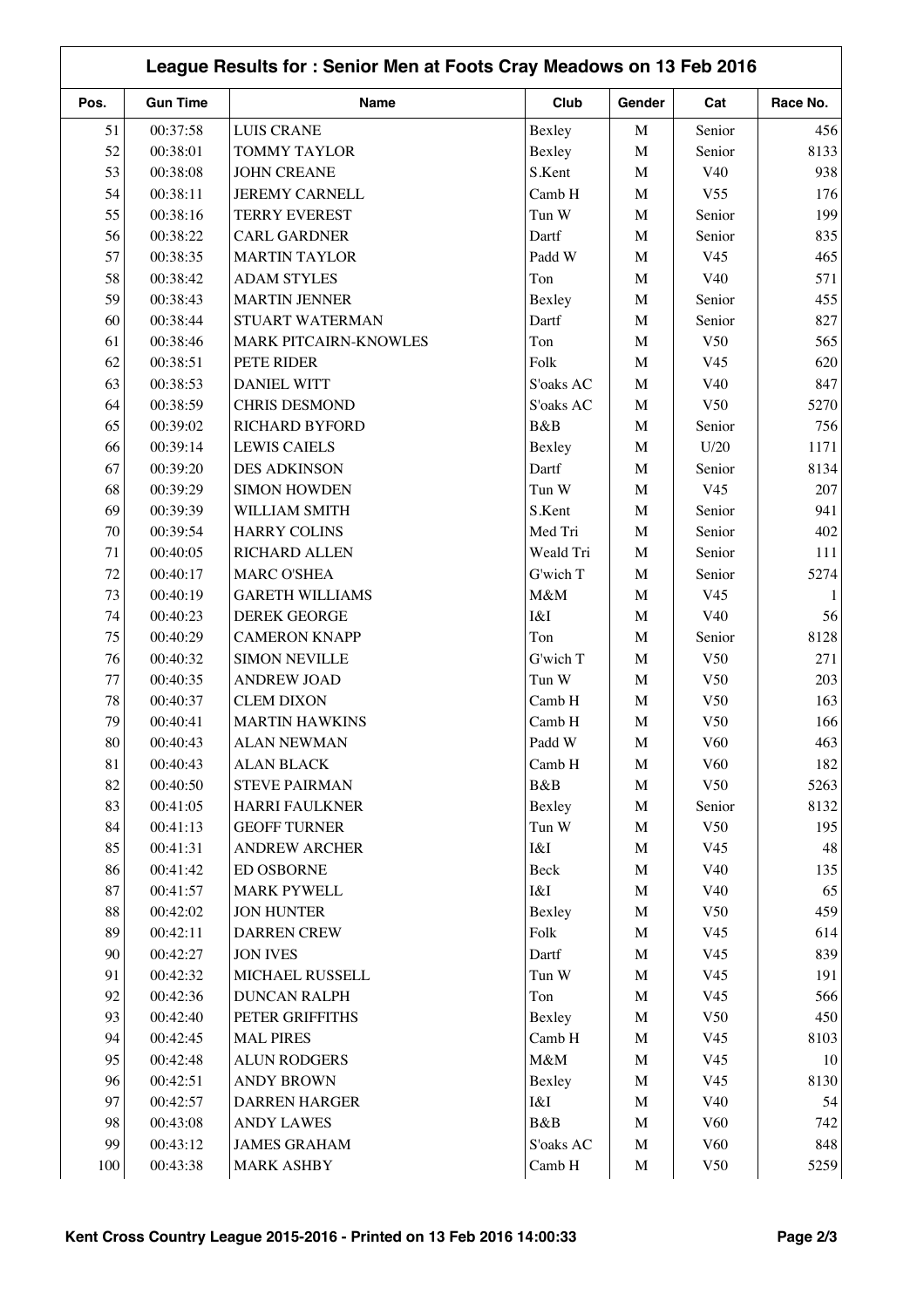## League Results for : Senior Men at Foots Cray Meadows on 13 Feb 2016

| Pos. | Gun Time | Name | Club | Gender | Cat | Race No. |
|---|---|---|---|---|---|---|
| 51 | 00:37:58 | LUIS CRANE | Bexley | M | Senior | 456 |
| 52 | 00:38:01 | TOMMY TAYLOR | Bexley | M | Senior | 8133 |
| 53 | 00:38:08 | JOHN CREANE | S.Kent | M | V40 | 938 |
| 54 | 00:38:11 | JEREMY CARNELL | Camb H | M | V55 | 176 |
| 55 | 00:38:16 | TERRY EVEREST | Tun W | M | Senior | 199 |
| 56 | 00:38:22 | CARL GARDNER | Dartf | M | Senior | 835 |
| 57 | 00:38:35 | MARTIN TAYLOR | Padd W | M | V45 | 465 |
| 58 | 00:38:42 | ADAM STYLES | Ton | M | V40 | 571 |
| 59 | 00:38:43 | MARTIN JENNER | Bexley | M | Senior | 455 |
| 60 | 00:38:44 | STUART WATERMAN | Dartf | M | Senior | 827 |
| 61 | 00:38:46 | MARK PITCAIRN-KNOWLES | Ton | M | V50 | 565 |
| 62 | 00:38:51 | PETE RIDER | Folk | M | V45 | 620 |
| 63 | 00:38:53 | DANIEL WITT | S'oaks AC | M | V40 | 847 |
| 64 | 00:38:59 | CHRIS DESMOND | S'oaks AC | M | V50 | 5270 |
| 65 | 00:39:02 | RICHARD BYFORD | B&B | M | Senior | 756 |
| 66 | 00:39:14 | LEWIS CAIELS | Bexley | M | U/20 | 1171 |
| 67 | 00:39:20 | DES ADKINSON | Dartf | M | Senior | 8134 |
| 68 | 00:39:29 | SIMON HOWDEN | Tun W | M | V45 | 207 |
| 69 | 00:39:39 | WILLIAM SMITH | S.Kent | M | Senior | 941 |
| 70 | 00:39:54 | HARRY COLINS | Med Tri | M | Senior | 402 |
| 71 | 00:40:05 | RICHARD ALLEN | Weald Tri | M | Senior | 111 |
| 72 | 00:40:17 | MARC O'SHEA | G'wich T | M | Senior | 5274 |
| 73 | 00:40:19 | GARETH WILLIAMS | M&M | M | V45 | 1 |
| 74 | 00:40:23 | DEREK GEORGE | I&I | M | V40 | 56 |
| 75 | 00:40:29 | CAMERON KNAPP | Ton | M | Senior | 8128 |
| 76 | 00:40:32 | SIMON NEVILLE | G'wich T | M | V50 | 271 |
| 77 | 00:40:35 | ANDREW JOAD | Tun W | M | V50 | 203 |
| 78 | 00:40:37 | CLEM DIXON | Camb H | M | V50 | 163 |
| 79 | 00:40:41 | MARTIN HAWKINS | Camb H | M | V50 | 166 |
| 80 | 00:40:43 | ALAN NEWMAN | Padd W | M | V60 | 463 |
| 81 | 00:40:43 | ALAN BLACK | Camb H | M | V60 | 182 |
| 82 | 00:40:50 | STEVE PAIRMAN | B&B | M | V50 | 5263 |
| 83 | 00:41:05 | HARRI FAULKNER | Bexley | M | Senior | 8132 |
| 84 | 00:41:13 | GEOFF TURNER | Tun W | M | V50 | 195 |
| 85 | 00:41:31 | ANDREW ARCHER | I&I | M | V45 | 48 |
| 86 | 00:41:42 | ED OSBORNE | Beck | M | V40 | 135 |
| 87 | 00:41:57 | MARK PYWELL | I&I | M | V40 | 65 |
| 88 | 00:42:02 | JON HUNTER | Bexley | M | V50 | 459 |
| 89 | 00:42:11 | DARREN CREW | Folk | M | V45 | 614 |
| 90 | 00:42:27 | JON IVES | Dartf | M | V45 | 839 |
| 91 | 00:42:32 | MICHAEL RUSSELL | Tun W | M | V45 | 191 |
| 92 | 00:42:36 | DUNCAN RALPH | Ton | M | V45 | 566 |
| 93 | 00:42:40 | PETER GRIFFITHS | Bexley | M | V50 | 450 |
| 94 | 00:42:45 | MAL PIRES | Camb H | M | V45 | 8103 |
| 95 | 00:42:48 | ALUN RODGERS | M&M | M | V45 | 10 |
| 96 | 00:42:51 | ANDY BROWN | Bexley | M | V45 | 8130 |
| 97 | 00:42:57 | DARREN HARGER | I&I | M | V40 | 54 |
| 98 | 00:43:08 | ANDY LAWES | B&B | M | V60 | 742 |
| 99 | 00:43:12 | JAMES GRAHAM | S'oaks AC | M | V60 | 848 |
| 100 | 00:43:38 | MARK ASHBY | Camb H | M | V50 | 5259 |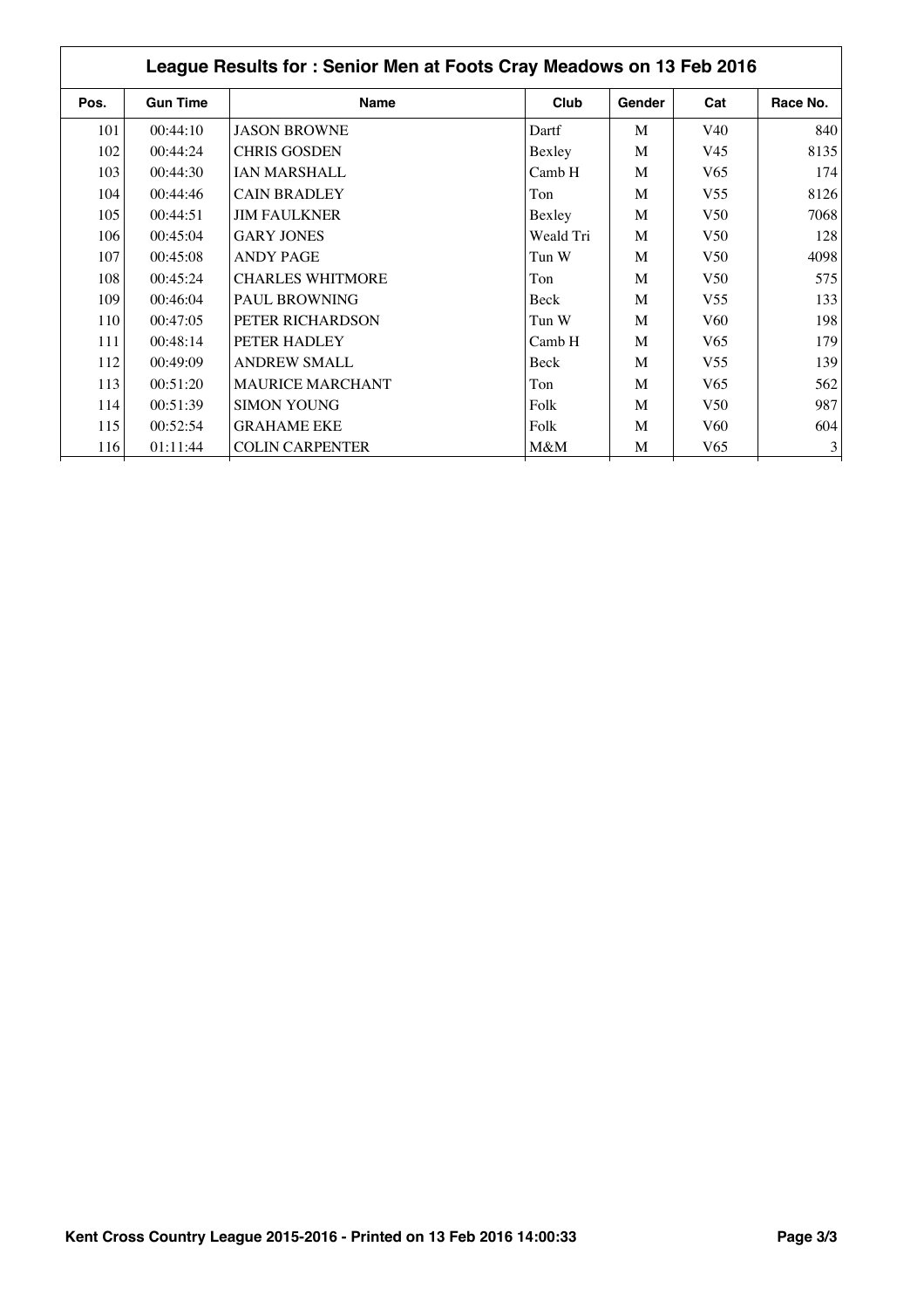## League Results for : Senior Men at Foots Cray Meadows on 13 Feb 2016

| Pos. | Gun Time | Name | Club | Gender | Cat | Race No. |
|---|---|---|---|---|---|---|
| 101 | 00:44:10 | JASON BROWNE | Dartf | M | V40 | 840 |
| 102 | 00:44:24 | CHRIS GOSDEN | Bexley | M | V45 | 8135 |
| 103 | 00:44:30 | IAN MARSHALL | Camb H | M | V65 | 174 |
| 104 | 00:44:46 | CAIN BRADLEY | Ton | M | V55 | 8126 |
| 105 | 00:44:51 | JIM FAULKNER | Bexley | M | V50 | 7068 |
| 106 | 00:45:04 | GARY JONES | Weald Tri | M | V50 | 128 |
| 107 | 00:45:08 | ANDY PAGE | Tun W | M | V50 | 4098 |
| 108 | 00:45:24 | CHARLES WHITMORE | Ton | M | V50 | 575 |
| 109 | 00:46:04 | PAUL BROWNING | Beck | M | V55 | 133 |
| 110 | 00:47:05 | PETER RICHARDSON | Tun W | M | V60 | 198 |
| 111 | 00:48:14 | PETER HADLEY | Camb H | M | V65 | 179 |
| 112 | 00:49:09 | ANDREW SMALL | Beck | M | V55 | 139 |
| 113 | 00:51:20 | MAURICE MARCHANT | Ton | M | V65 | 562 |
| 114 | 00:51:39 | SIMON YOUNG | Folk | M | V50 | 987 |
| 115 | 00:52:54 | GRAHAME EKE | Folk | M | V60 | 604 |
| 116 | 01:11:44 | COLIN CARPENTER | M&M | M | V65 | 3 |

**Kent Cross Country League 2015-2016 - Printed on 13 Feb 2016 14:00:33**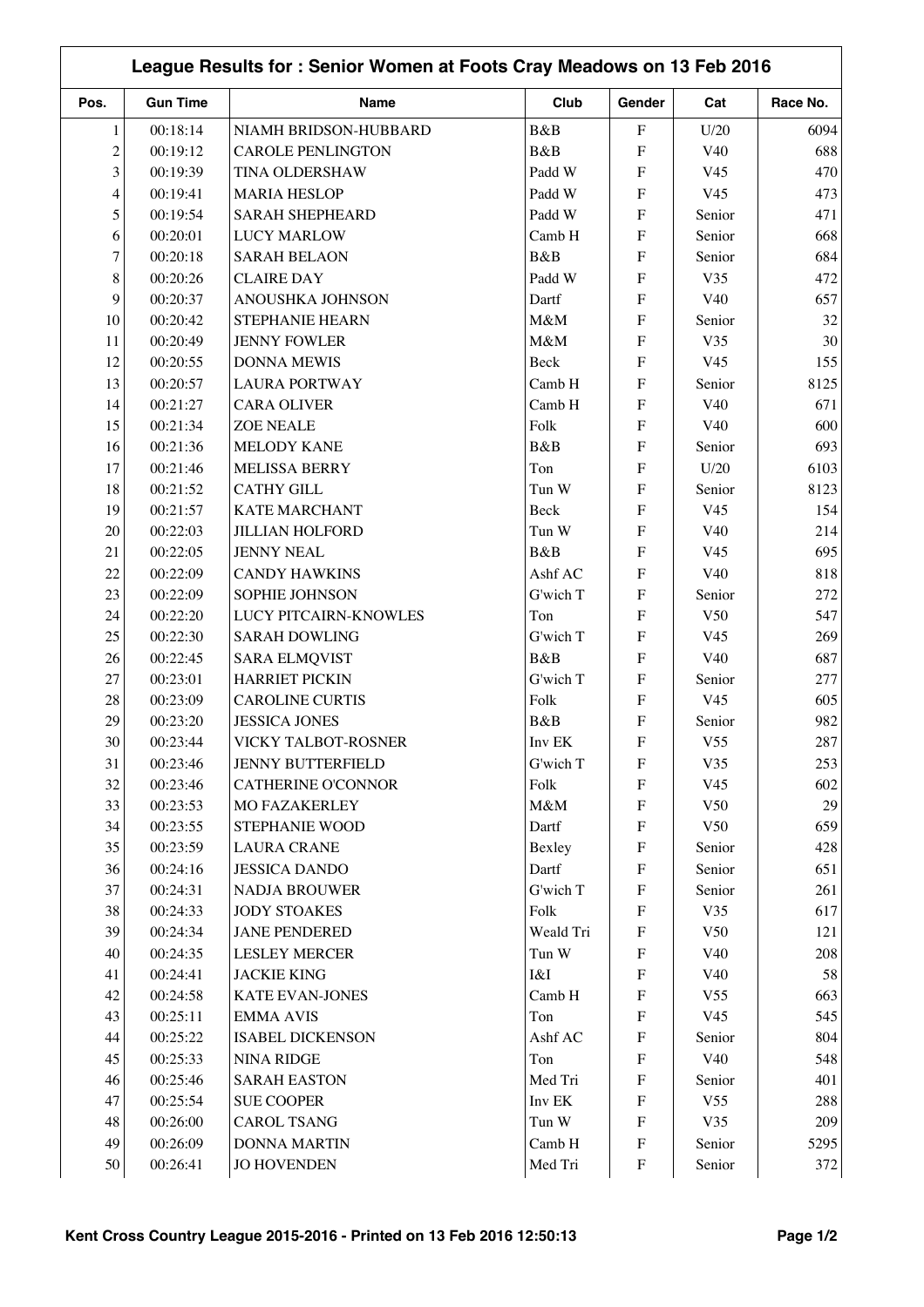# League Results for : Senior Women at Foots Cray Meadows on 13 Feb 2016

| Pos. | Gun Time | Name | Club | Gender | Cat | Race No. |
|---|---|---|---|---|---|---|
| 1 | 00:18:14 | NIAMH BRIDSON-HUBBARD | B&B | F | U/20 | 6094 |
| 2 | 00:19:12 | CAROLE PENLINGTON | B&B | F | V40 | 688 |
| 3 | 00:19:39 | TINA OLDERSHAW | Padd W | F | V45 | 470 |
| 4 | 00:19:41 | MARIA HESLOP | Padd W | F | V45 | 473 |
| 5 | 00:19:54 | SARAH SHEPHEARD | Padd W | F | Senior | 471 |
| 6 | 00:20:01 | LUCY MARLOW | Camb H | F | Senior | 668 |
| 7 | 00:20:18 | SARAH BELAON | B&B | F | Senior | 684 |
| 8 | 00:20:26 | CLAIRE DAY | Padd W | F | V35 | 472 |
| 9 | 00:20:37 | ANOUSHKA JOHNSON | Dartf | F | V40 | 657 |
| 10 | 00:20:42 | STEPHANIE HEARN | M&M | F | Senior | 32 |
| 11 | 00:20:49 | JENNY FOWLER | M&M | F | V35 | 30 |
| 12 | 00:20:55 | DONNA MEWIS | Beck | F | V45 | 155 |
| 13 | 00:20:57 | LAURA PORTWAY | Camb H | F | Senior | 8125 |
| 14 | 00:21:27 | CARA OLIVER | Camb H | F | V40 | 671 |
| 15 | 00:21:34 | ZOE NEALE | Folk | F | V40 | 600 |
| 16 | 00:21:36 | MELODY KANE | B&B | F | Senior | 693 |
| 17 | 00:21:46 | MELISSA BERRY | Ton | F | U/20 | 6103 |
| 18 | 00:21:52 | CATHY GILL | Tun W | F | Senior | 8123 |
| 19 | 00:21:57 | KATE MARCHANT | Beck | F | V45 | 154 |
| 20 | 00:22:03 | JILLIAN HOLFORD | Tun W | F | V40 | 214 |
| 21 | 00:22:05 | JENNY NEAL | B&B | F | V45 | 695 |
| 22 | 00:22:09 | CANDY HAWKINS | Ashf AC | F | V40 | 818 |
| 23 | 00:22:09 | SOPHIE JOHNSON | G'wich T | F | Senior | 272 |
| 24 | 00:22:20 | LUCY PITCAIRN-KNOWLES | Ton | F | V50 | 547 |
| 25 | 00:22:30 | SARAH DOWLING | G'wich T | F | V45 | 269 |
| 26 | 00:22:45 | SARA ELMQVIST | B&B | F | V40 | 687 |
| 27 | 00:23:01 | HARRIET PICKIN | G'wich T | F | Senior | 277 |
| 28 | 00:23:09 | CAROLINE CURTIS | Folk | F | V45 | 605 |
| 29 | 00:23:20 | JESSICA JONES | B&B | F | Senior | 982 |
| 30 | 00:23:44 | VICKY TALBOT-ROSNER | Inv EK | F | V55 | 287 |
| 31 | 00:23:46 | JENNY BUTTERFIELD | G'wich T | F | V35 | 253 |
| 32 | 00:23:46 | CATHERINE O'CONNOR | Folk | F | V45 | 602 |
| 33 | 00:23:53 | MO FAZAKERLEY | M&M | F | V50 | 29 |
| 34 | 00:23:55 | STEPHANIE WOOD | Dartf | F | V50 | 659 |
| 35 | 00:23:59 | LAURA CRANE | Bexley | F | Senior | 428 |
| 36 | 00:24:16 | JESSICA DANDO | Dartf | F | Senior | 651 |
| 37 | 00:24:31 | NADJA BROUWER | G'wich T | F | Senior | 261 |
| 38 | 00:24:33 | JODY STOAKES | Folk | F | V35 | 617 |
| 39 | 00:24:34 | JANE PENDERED | Weald Tri | F | V50 | 121 |
| 40 | 00:24:35 | LESLEY MERCER | Tun W | F | V40 | 208 |
| 41 | 00:24:41 | JACKIE KING | I&I | F | V40 | 58 |
| 42 | 00:24:58 | KATE EVAN-JONES | Camb H | F | V55 | 663 |
| 43 | 00:25:11 | EMMA AVIS | Ton | F | V45 | 545 |
| 44 | 00:25:22 | ISABEL DICKENSON | Ashf AC | F | Senior | 804 |
| 45 | 00:25:33 | NINA RIDGE | Ton | F | V40 | 548 |
| 46 | 00:25:46 | SARAH EASTON | Med Tri | F | Senior | 401 |
| 47 | 00:25:54 | SUE COOPER | Inv EK | F | V55 | 288 |
| 48 | 00:26:00 | CAROL TSANG | Tun W | F | V35 | 209 |
| 49 | 00:26:09 | DONNA MARTIN | Camb H | F | Senior | 5295 |
| 50 | 00:26:41 | JO HOVENDEN | Med Tri | F | Senior | 372 |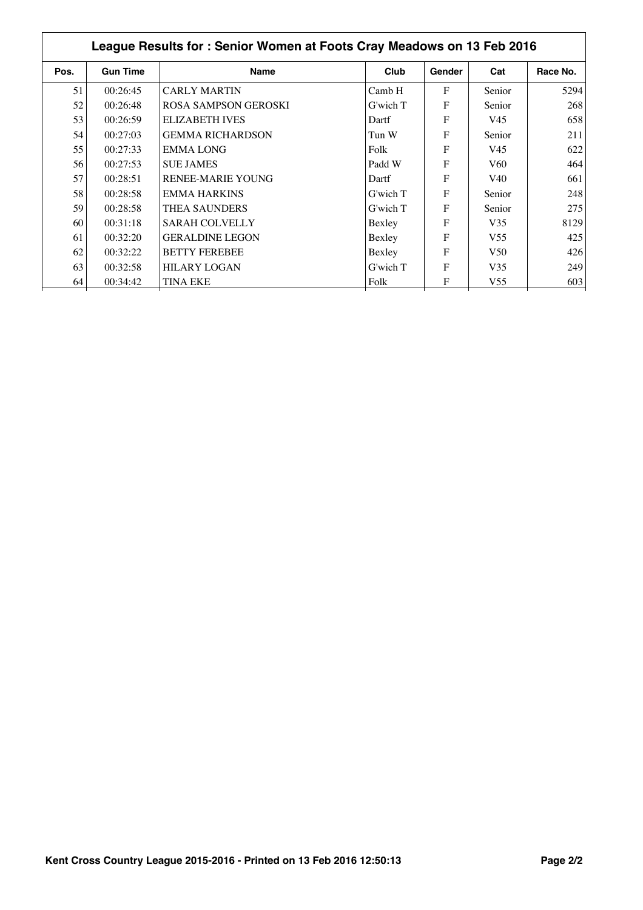## League Results for : Senior Women at Foots Cray Meadows on 13 Feb 2016

| Pos. | Gun Time | Name | Club | Gender | Cat | Race No. |
|---|---|---|---|---|---|---|
| 51 | 00:26:45 | CARLY MARTIN | Camb H | F | Senior | 5294 |
| 52 | 00:26:48 | ROSA SAMPSON GEROSKI | G'wich T | F | Senior | 268 |
| 53 | 00:26:59 | ELIZABETH IVES | Dartf | F | V45 | 658 |
| 54 | 00:27:03 | GEMMA RICHARDSON | Tun W | F | Senior | 211 |
| 55 | 00:27:33 | EMMA LONG | Folk | F | V45 | 622 |
| 56 | 00:27:53 | SUE JAMES | Padd W | F | V60 | 464 |
| 57 | 00:28:51 | RENEE-MARIE YOUNG | Dartf | F | V40 | 661 |
| 58 | 00:28:58 | EMMA HARKINS | G'wich T | F | Senior | 248 |
| 59 | 00:28:58 | THEA SAUNDERS | G'wich T | F | Senior | 275 |
| 60 | 00:31:18 | SARAH COLVELLY | Bexley | F | V35 | 8129 |
| 61 | 00:32:20 | GERALDINE LEGON | Bexley | F | V55 | 425 |
| 62 | 00:32:22 | BETTY FEREBEE | Bexley | F | V50 | 426 |
| 63 | 00:32:58 | HILARY LOGAN | G'wich T | F | V35 | 249 |
| 64 | 00:34:42 | TINA EKE | Folk | F | V55 | 603 |

**Kent Cross Country League 2015-2016 - Printed on 13 Feb 2016 12:50:13**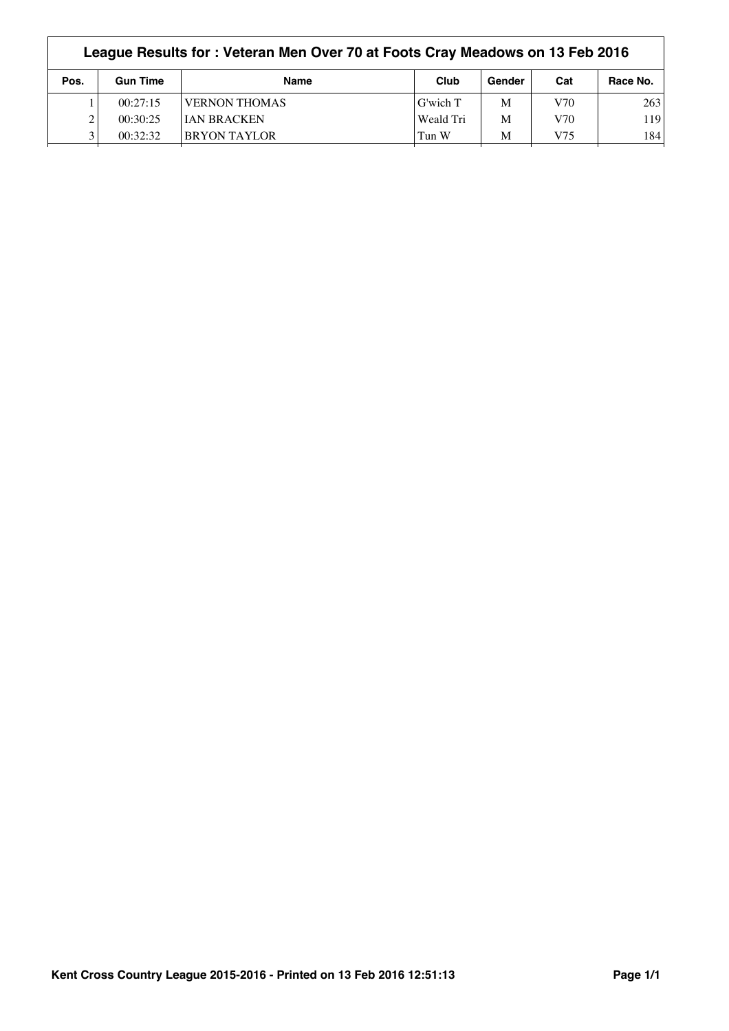## League Results for : Veteran Men Over 70 at Foots Cray Meadows on 13 Feb 2016

| Pos. | Gun Time | Name | Club | Gender | Cat | Race No. |
|---|---|---|---|---|---|---|
| 1 | 00:27:15 | VERNON THOMAS | G'wich T | M | V70 | 263 |
| 2 | 00:30:25 | IAN BRACKEN | Weald Tri | M | V70 | 119 |
| 3 | 00:32:32 | BRYON TAYLOR | Tun W | M | V75 | 184 |